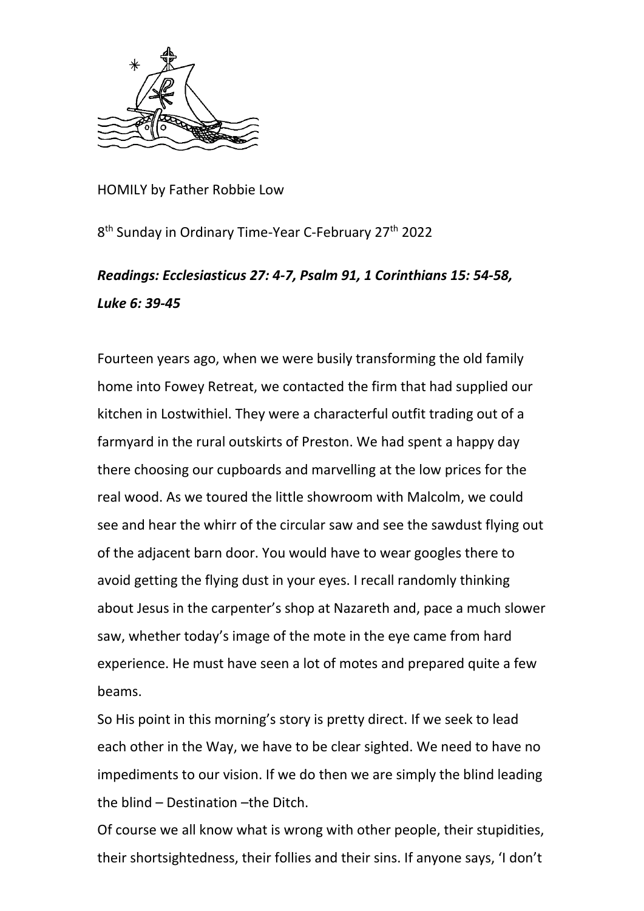HOMILY by Father Robbie Low

8th Sunday in Ordinary Time-Year C-February 27th 2022

***Readings: Ecclesiasticus 27: 4-7, Psalm 91, 1 Corinthians 15: 54-58, Luke 6: 39-45***

Fourteen years ago, when we were busily transforming the old family home into Fowey Retreat, we contacted the firm that had supplied our kitchen in Lostwithiel. They were a characterful outfit trading out of a farmyard in the rural outskirts of Preston. We had spent a happy day there choosing our cupboards and marvelling at the low prices for the real wood. As we toured the little showroom with Malcolm, we could see and hear the whirr of the circular saw and see the sawdust flying out of the adjacent barn door. You would have to wear googles there to avoid getting the flying dust in your eyes. I recall randomly thinking about Jesus in the carpenter's shop at Nazareth and, pace a much slower saw, whether today's image of the mote in the eye came from hard experience. He must have seen a lot of motes and prepared quite a few beams.

So His point in this morning's story is pretty direct. If we seek to lead each other in the Way, we have to be clear sighted. We need to have no impediments to our vision. If we do then we are simply the blind leading the blind – Destination –the Ditch.

Of course we all know what is wrong with other people, their stupidities, their shortsightedness, their follies and their sins. If anyone says, 'I don't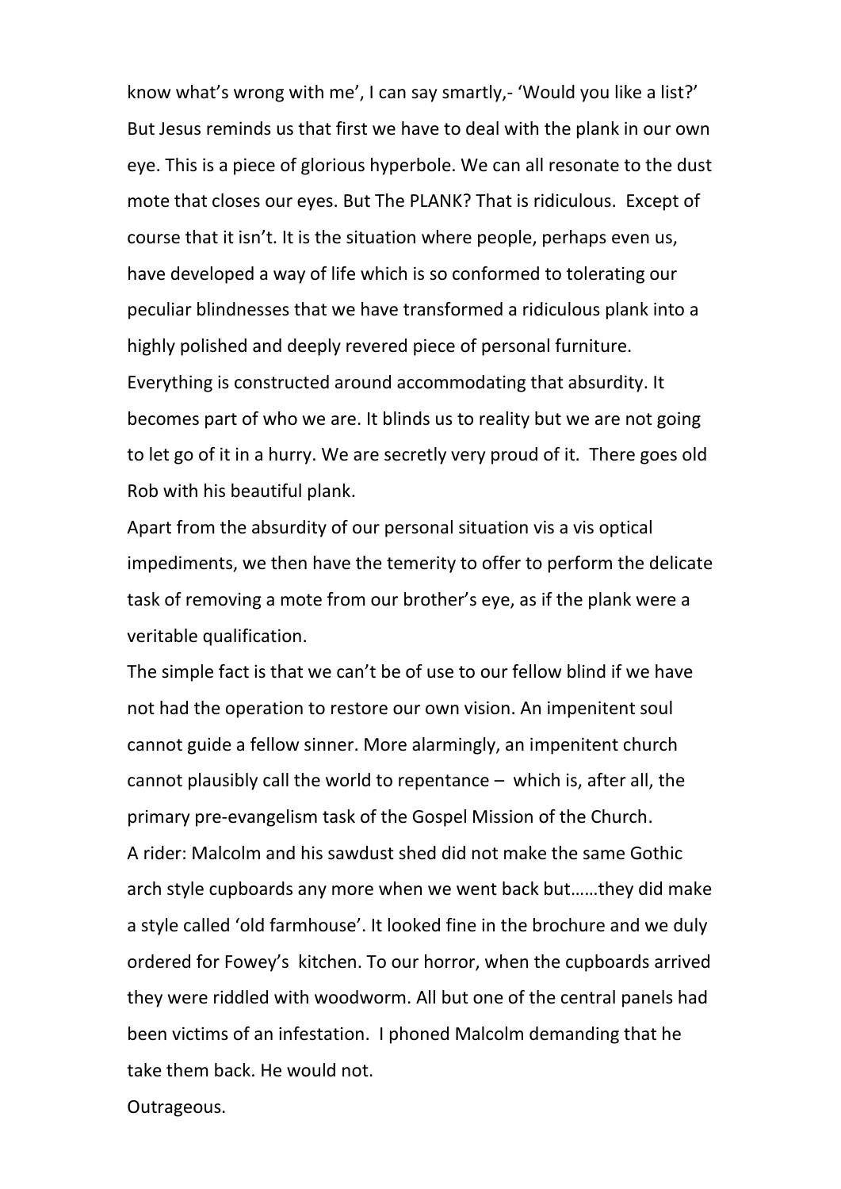know what's wrong with me', I can say smartly,- 'Would you like a list?' But Jesus reminds us that first we have to deal with the plank in our own eye. This is a piece of glorious hyperbole. We can all resonate to the dust mote that closes our eyes. But The PLANK? That is ridiculous. Except of course that it isn't. It is the situation where people, perhaps even us, have developed a way of life which is so conformed to tolerating our peculiar blindnesses that we have transformed a ridiculous plank into a highly polished and deeply revered piece of personal furniture. Everything is constructed around accommodating that absurdity. It becomes part of who we are. It blinds us to reality but we are not going to let go of it in a hurry. We are secretly very proud of it. There goes old Rob with his beautiful plank.

Apart from the absurdity of our personal situation vis a vis optical impediments, we then have the temerity to offer to perform the delicate task of removing a mote from our brother's eye, as if the plank were a veritable qualification.

The simple fact is that we can't be of use to our fellow blind if we have not had the operation to restore our own vision. An impenitent soul cannot guide a fellow sinner. More alarmingly, an impenitent church cannot plausibly call the world to repentance – which is, after all, the primary pre-evangelism task of the Gospel Mission of the Church.

A rider: Malcolm and his sawdust shed did not make the same Gothic arch style cupboards any more when we went back but……they did make a style called 'old farmhouse'. It looked fine in the brochure and we duly ordered for Fowey's kitchen. To our horror, when the cupboards arrived they were riddled with woodworm. All but one of the central panels had been victims of an infestation. I phoned Malcolm demanding that he take them back. He would not.

Outrageous.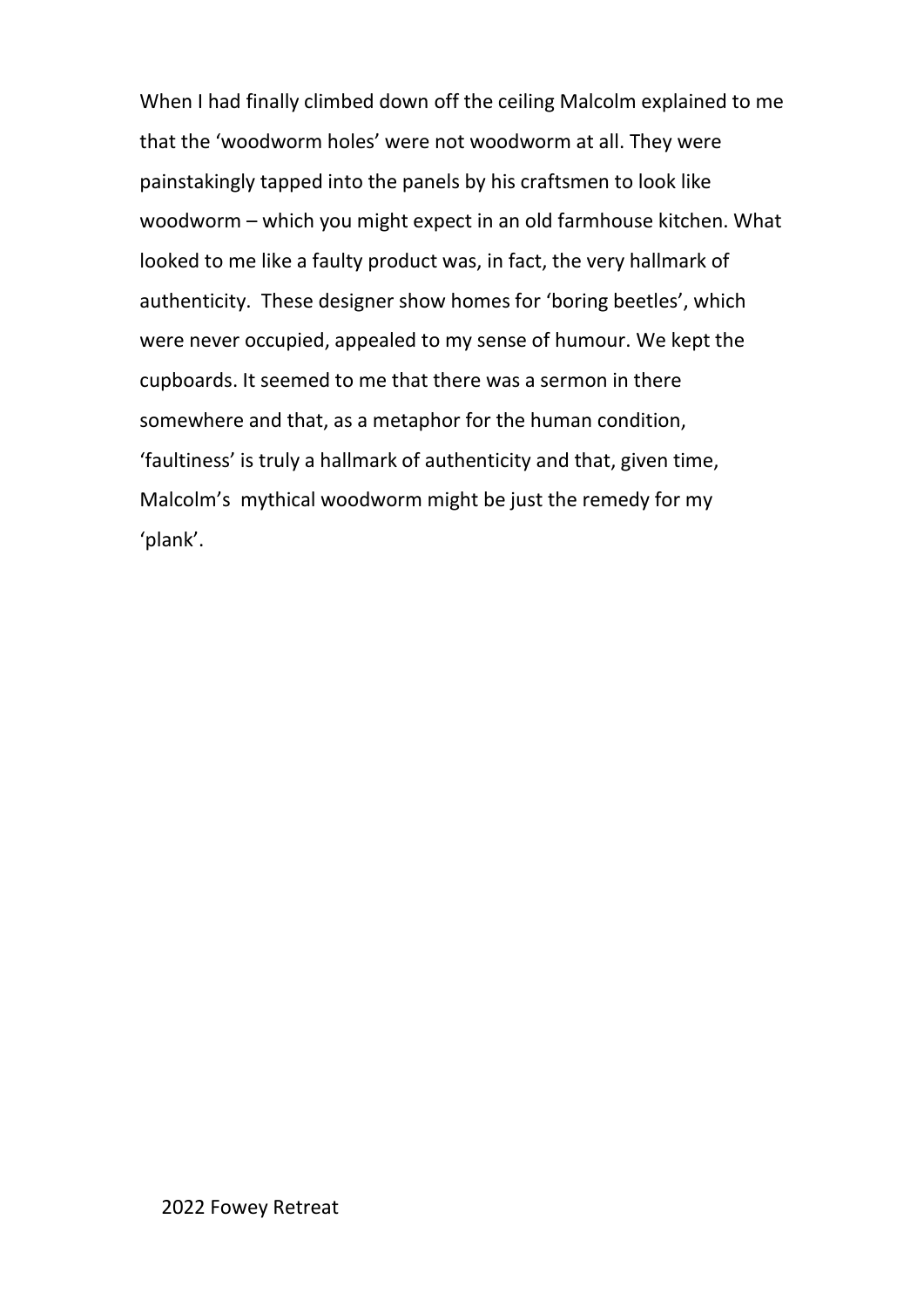When I had finally climbed down off the ceiling Malcolm explained to me that the 'woodworm holes' were not woodworm at all. They were painstakingly tapped into the panels by his craftsmen to look like woodworm – which you might expect in an old farmhouse kitchen. What looked to me like a faulty product was, in fact, the very hallmark of authenticity. These designer show homes for 'boring beetles', which were never occupied, appealed to my sense of humour. We kept the cupboards. It seemed to me that there was a sermon in there somewhere and that, as a metaphor for the human condition, 'faultiness' is truly a hallmark of authenticity and that, given time, Malcolm's mythical woodworm might be just the remedy for my 'plank'.